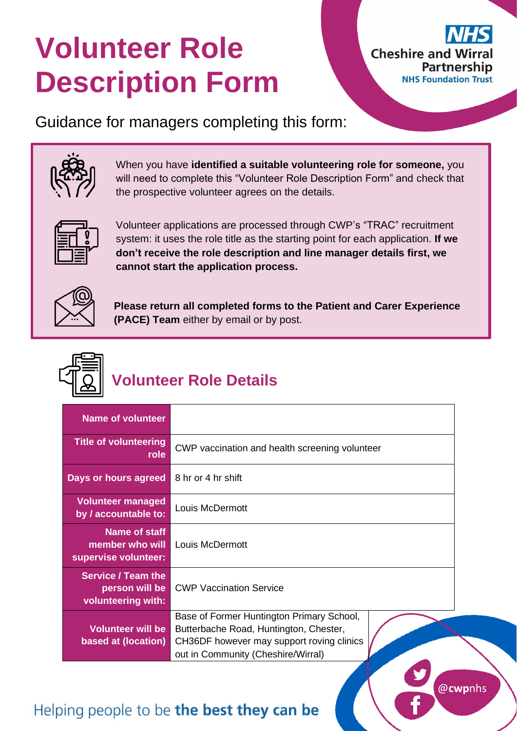# Volunteer Role Description Form

NHS Cheshire and Wirral Partnership NHS Foundation Trust

Guidance for managers completing this form:

When you have **identified a suitable volunteering role for someone,** you will need to complete this "Volunteer Role Description Form" and check that the prospective volunteer agrees on the details.

Volunteer applications are processed through CWP's "TRAC" recruitment system: it uses the role title as the starting point for each application. **If we don't receive the role description and line manager details first, we cannot start the application process.**

**Please return all completed forms to the Patient and Carer Experience (PACE) Team** either by email or by post.

## Volunteer Role Details

| | |
|---|---|
| **Name of volunteer** | |
| **Title of volunteering role** | CWP vaccination and health screening volunteer |
| **Days or hours agreed** | 8 hr or 4 hr shift |
| **Volunteer managed by / accountable to:** | Louis McDermott |
| **Name of staff member who will supervise volunteer:** | Louis McDermott |
| **Service / Team the person will be volunteering with:** | CWP Vaccination Service |
| **Volunteer will be based at (location)** | Base of Former Huntington Primary School, Butterbache Road, Huntington, Chester, CH36DF however may support roving clinics out in Community (Cheshire/Wirral) |

Helping people to be **the best they can be**

@cwpnhs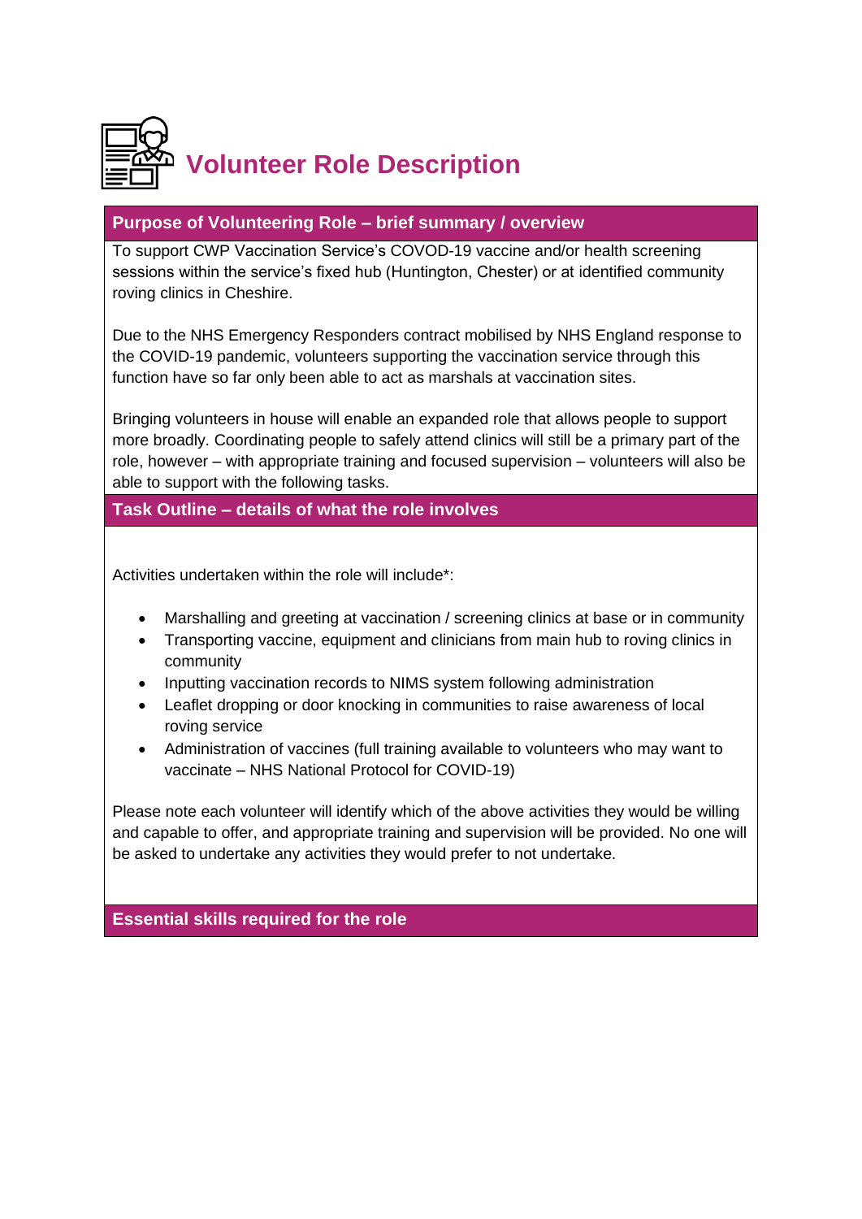# Volunteer Role Description

## Purpose of Volunteering Role – brief summary / overview

To support CWP Vaccination Service's COVOD-19 vaccine and/or health screening sessions within the service's fixed hub (Huntington, Chester) or at identified community roving clinics in Cheshire.

Due to the NHS Emergency Responders contract mobilised by NHS England response to the COVID-19 pandemic, volunteers supporting the vaccination service through this function have so far only been able to act as marshals at vaccination sites.

Bringing volunteers in house will enable an expanded role that allows people to support more broadly. Coordinating people to safely attend clinics will still be a primary part of the role, however – with appropriate training and focused supervision – volunteers will also be able to support with the following tasks.

## Task Outline – details of what the role involves

Activities undertaken within the role will include*:

- Marshalling and greeting at vaccination / screening clinics at base or in community
- Transporting vaccine, equipment and clinicians from main hub to roving clinics in community
- Inputting vaccination records to NIMS system following administration
- Leaflet dropping or door knocking in communities to raise awareness of local roving service
- Administration of vaccines (full training available to volunteers who may want to vaccinate – NHS National Protocol for COVID-19)

Please note each volunteer will identify which of the above activities they would be willing and capable to offer, and appropriate training and supervision will be provided. No one will be asked to undertake any activities they would prefer to not undertake.

## Essential skills required for the role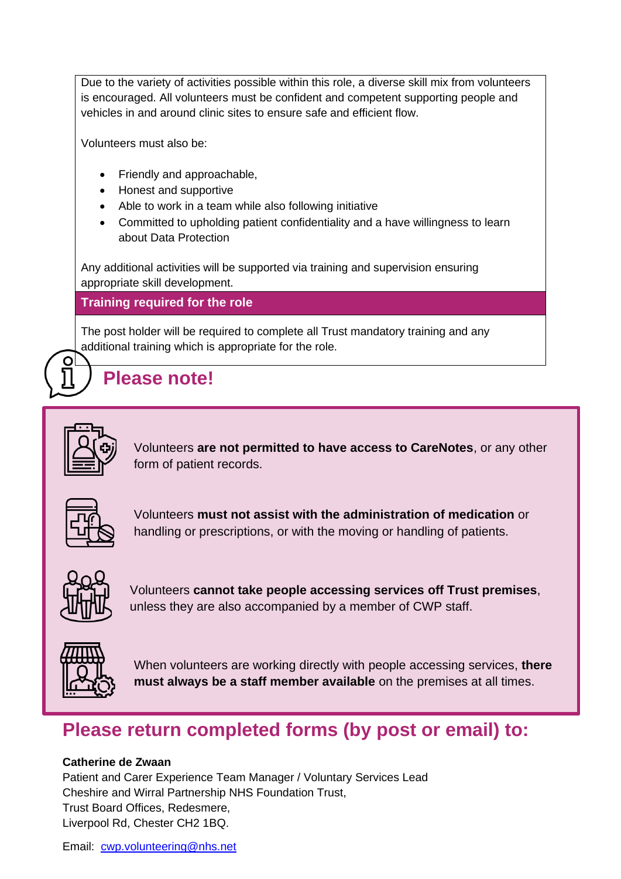Due to the variety of activities possible within this role, a diverse skill mix from volunteers is encouraged. All volunteers must be confident and competent supporting people and vehicles in and around clinic sites to ensure safe and efficient flow.

Volunteers must also be:

- Friendly and approachable,
- Honest and supportive
- Able to work in a team while also following initiative
- Committed to upholding patient confidentiality and a have willingness to learn about Data Protection

Any additional activities will be supported via training and supervision ensuring appropriate skill development.

**Training required for the role**

The post holder will be required to complete all Trust mandatory training and any additional training which is appropriate for the role.

## Please note!

Volunteers **are not permitted to have access to CareNotes**, or any other form of patient records.

Volunteers **must not assist with the administration of medication** or handling or prescriptions, or with the moving or handling of patients.

Volunteers **cannot take people accessing services off Trust premises**, unless they are also accompanied by a member of CWP staff.

When volunteers are working directly with people accessing services, **there must always be a staff member available** on the premises at all times.

## Please return completed forms (by post or email) to:

**Catherine de Zwaan**
Patient and Carer Experience Team Manager / Voluntary Services Lead
Cheshire and Wirral Partnership NHS Foundation Trust,
Trust Board Offices, Redesmere,
Liverpool Rd, Chester CH2 1BQ.

Email: cwp.volunteering@nhs.net